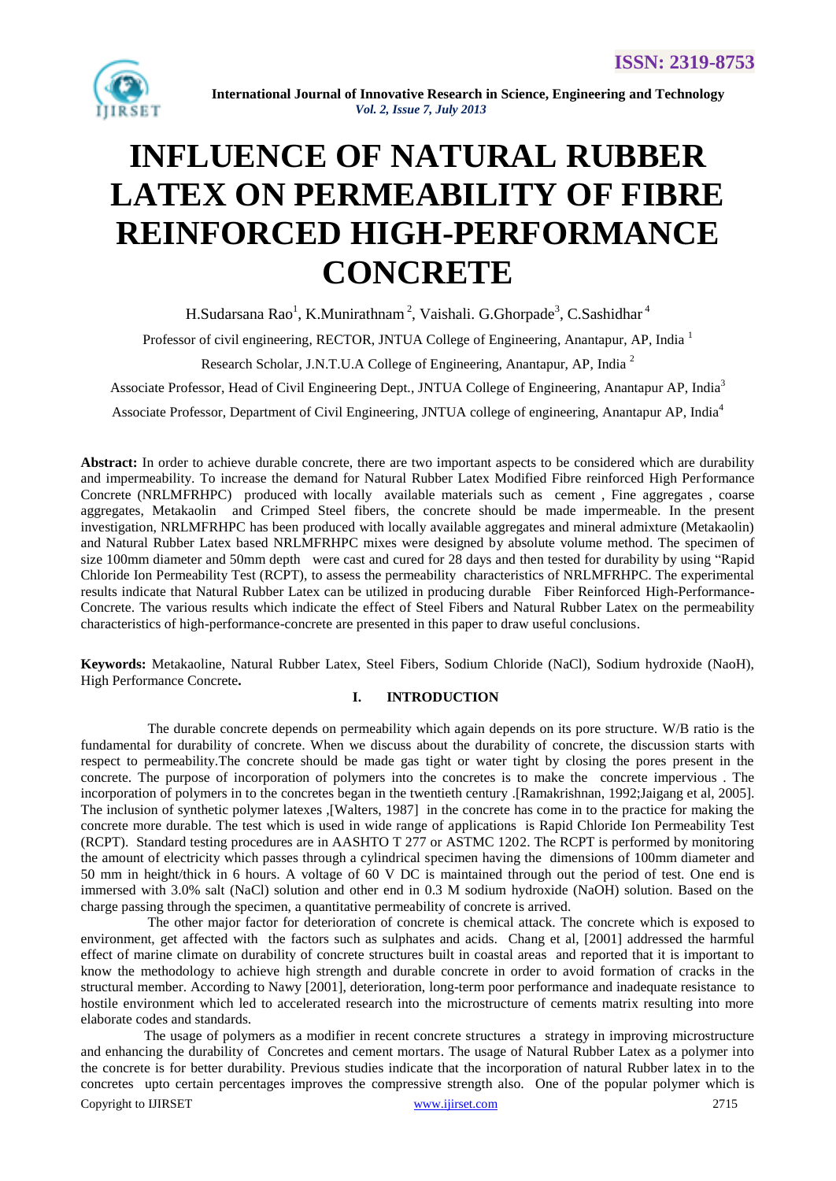# INFLUENCE OF NATURAL RUBBER LATEX ON PERMEABILITY OF FIBRE REINFORCED HIGH-PERFORMANCE CONCRETE

H.Sudarsana Rao[1], K.Munirathnam[2], Vaishali. G.Ghorpade[3], C.Sashidhar[4]

Professor of civil engineering, RECTOR, JNTUA College of Engineering, Anantapur, AP, India [1]

Research Scholar, J.N.T.U.A College of Engineering, Anantapur, AP, India [2]

Associate Professor, Head of Civil Engineering Dept., JNTUA College of Engineering, Anantapur AP, India[3]

Associate Professor, Department of Civil Engineering, JNTUA college of engineering, Anantapur AP, India[4]

**Abstract:** In order to achieve durable concrete, there are two important aspects to be considered which are durability and impermeability. To increase the demand for Natural Rubber Latex Modified Fibre reinforced High Performance Concrete (NRLMFRHPC) produced with locally available materials such as cement , Fine aggregates , coarse aggregates, Metakaolin and Crimped Steel fibers, the concrete should be made impermeable. In the present investigation, NRLMFRHPC has been produced with locally available aggregates and mineral admixture (Metakaolin) and Natural Rubber Latex based NRLMFRHPC mixes were designed by absolute volume method. The specimen of size 100mm diameter and 50mm depth were cast and cured for 28 days and then tested for durability by using "Rapid Chloride Ion Permeability Test (RCPT), to assess the permeability characteristics of NRLMFRHPC. The experimental results indicate that Natural Rubber Latex can be utilized in producing durable Fiber Reinforced High-Performance-Concrete. The various results which indicate the effect of Steel Fibers and Natural Rubber Latex on the permeability characteristics of high-performance-concrete are presented in this paper to draw useful conclusions.

**Keywords:** Metakaoline, Natural Rubber Latex, Steel Fibers, Sodium Chloride (NaCl), Sodium hydroxide (NaoH), High Performance Concrete**.**

## I. INTRODUCTION

The durable concrete depends on permeability which again depends on its pore structure. W/B ratio is the fundamental for durability of concrete. When we discuss about the durability of concrete, the discussion starts with respect to permeability.The concrete should be made gas tight or water tight by closing the pores present in the concrete. The purpose of incorporation of polymers into the concretes is to make the concrete impervious . The incorporation of polymers in to the concretes began in the twentieth century .[Ramakrishnan, 1992;Jaigang et al, 2005]. The inclusion of synthetic polymer latexes ,[Walters, 1987] in the concrete has come in to the practice for making the concrete more durable. The test which is used in wide range of applications is Rapid Chloride Ion Permeability Test (RCPT). Standard testing procedures are in AASHTO T 277 or ASTMC 1202. The RCPT is performed by monitoring the amount of electricity which passes through a cylindrical specimen having the dimensions of 100mm diameter and 50 mm in height/thick in 6 hours. A voltage of 60 V DC is maintained through out the period of test. One end is immersed with 3.0% salt (NaCl) solution and other end in 0.3 M sodium hydroxide (NaOH) solution. Based on the charge passing through the specimen, a quantitative permeability of concrete is arrived.

The other major factor for deterioration of concrete is chemical attack. The concrete which is exposed to environment, get affected with the factors such as sulphates and acids. Chang et al, [2001] addressed the harmful effect of marine climate on durability of concrete structures built in coastal areas and reported that it is important to know the methodology to achieve high strength and durable concrete in order to avoid formation of cracks in the structural member. According to Nawy [2001], deterioration, long-term poor performance and inadequate resistance to hostile environment which led to accelerated research into the microstructure of cements matrix resulting into more elaborate codes and standards.

The usage of polymers as a modifier in recent concrete structures a strategy in improving microstructure and enhancing the durability of Concretes and cement mortars. The usage of Natural Rubber Latex as a polymer into the concrete is for better durability. Previous studies indicate that the incorporation of natural Rubber latex in to the concretes upto certain percentages improves the compressive strength also. One of the popular polymer which is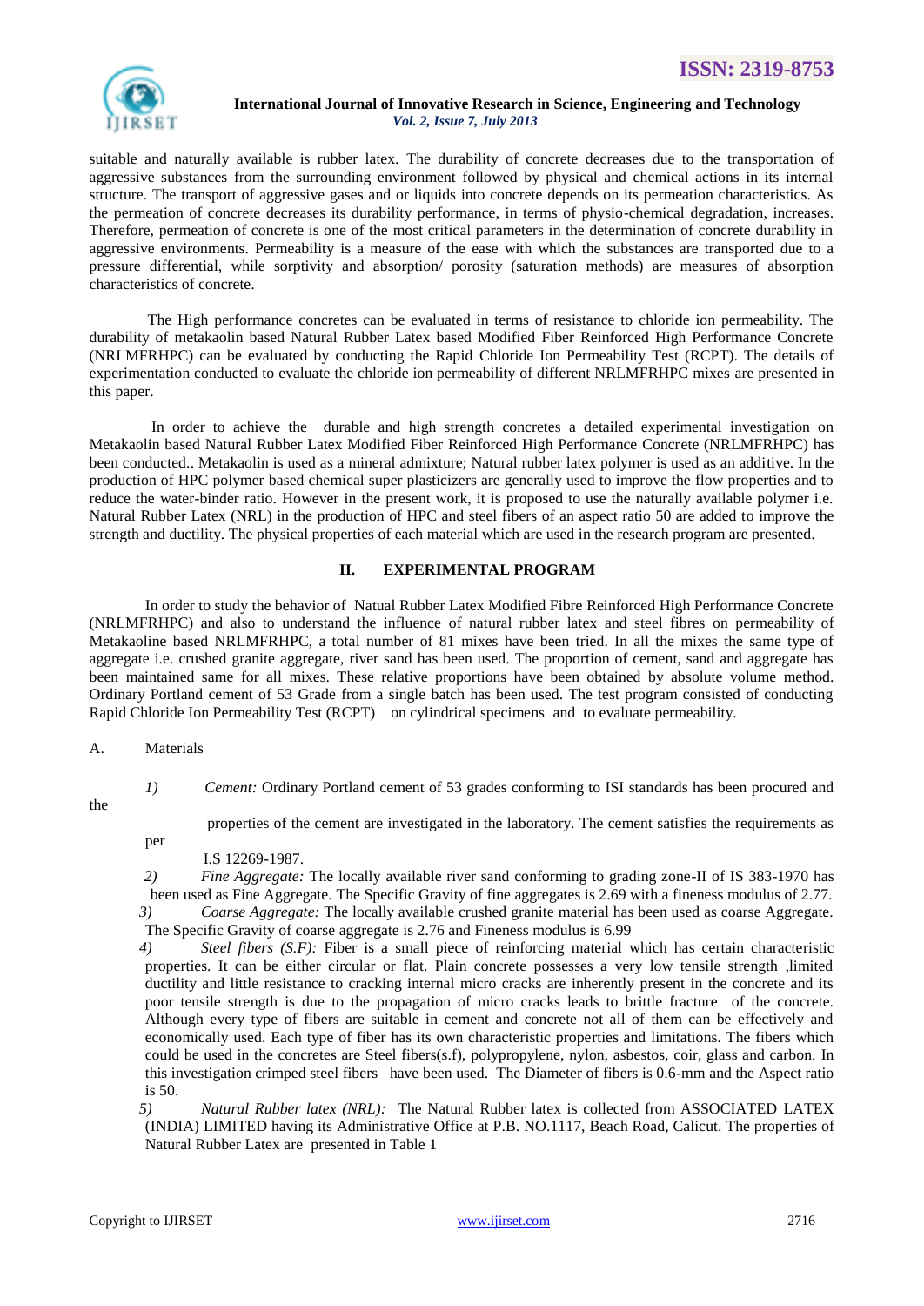suitable and naturally available is rubber latex. The durability of concrete decreases due to the transportation of aggressive substances from the surrounding environment followed by physical and chemical actions in its internal structure. The transport of aggressive gases and or liquids into concrete depends on its permeation characteristics. As the permeation of concrete decreases its durability performance, in terms of physio-chemical degradation, increases. Therefore, permeation of concrete is one of the most critical parameters in the determination of concrete durability in aggressive environments. Permeability is a measure of the ease with which the substances are transported due to a pressure differential, while sorptivity and absorption/ porosity (saturation methods) are measures of absorption characteristics of concrete.

The High performance concretes can be evaluated in terms of resistance to chloride ion permeability. The durability of metakaolin based Natural Rubber Latex based Modified Fiber Reinforced High Performance Concrete (NRLMFRHPC) can be evaluated by conducting the Rapid Chloride Ion Permeability Test (RCPT). The details of experimentation conducted to evaluate the chloride ion permeability of different NRLMFRHPC mixes are presented in this paper.

In order to achieve the durable and high strength concretes a detailed experimental investigation on Metakaolin based Natural Rubber Latex Modified Fiber Reinforced High Performance Concrete (NRLMFRHPC) has been conducted.. Metakaolin is used as a mineral admixture; Natural rubber latex polymer is used as an additive. In the production of HPC polymer based chemical super plasticizers are generally used to improve the flow properties and to reduce the water-binder ratio. However in the present work, it is proposed to use the naturally available polymer i.e. Natural Rubber Latex (NRL) in the production of HPC and steel fibers of an aspect ratio 50 are added to improve the strength and ductility. The physical properties of each material which are used in the research program are presented.

## II. EXPERIMENTAL PROGRAM

In order to study the behavior of Natual Rubber Latex Modified Fibre Reinforced High Performance Concrete (NRLMFRHPC) and also to understand the influence of natural rubber latex and steel fibres on permeability of Metakaoline based NRLMFRHPC, a total number of 81 mixes have been tried. In all the mixes the same type of aggregate i.e. crushed granite aggregate, river sand has been used. The proportion of cement, sand and aggregate has been maintained same for all mixes. These relative proportions have been obtained by absolute volume method. Ordinary Portland cement of 53 Grade from a single batch has been used. The test program consisted of conducting Rapid Chloride Ion Permeability Test (RCPT) on cylindrical specimens and to evaluate permeability.

### A. Materials

1) *Cement:* Ordinary Portland cement of 53 grades conforming to ISI standards has been procured and the properties of the cement are investigated in the laboratory. The cement satisfies the requirements as per I.S 12269-1987.

2) *Fine Aggregate:* The locally available river sand conforming to grading zone-II of IS 383-1970 has been used as Fine Aggregate. The Specific Gravity of fine aggregates is 2.69 with a fineness modulus of 2.77.

3) *Coarse Aggregate:* The locally available crushed granite material has been used as coarse Aggregate. The Specific Gravity of coarse aggregate is 2.76 and Fineness modulus is 6.99

4) *Steel fibers (S.F):* Fiber is a small piece of reinforcing material which has certain characteristic properties. It can be either circular or flat. Plain concrete possesses a very low tensile strength ,limited ductility and little resistance to cracking internal micro cracks are inherently present in the concrete and its poor tensile strength is due to the propagation of micro cracks leads to brittle fracture of the concrete. Although every type of fibers are suitable in cement and concrete not all of them can be effectively and economically used. Each type of fiber has its own characteristic properties and limitations. The fibers which could be used in the concretes are Steel fibers(s.f), polypropylene, nylon, asbestos, coir, glass and carbon. In this investigation crimped steel fibers have been used. The Diameter of fibers is 0.6-mm and the Aspect ratio is 50.

5) *Natural Rubber latex (NRL):* The Natural Rubber latex is collected from ASSOCIATED LATEX (INDIA) LIMITED having its Administrative Office at P.B. NO.1117, Beach Road, Calicut. The properties of Natural Rubber Latex are presented in Table 1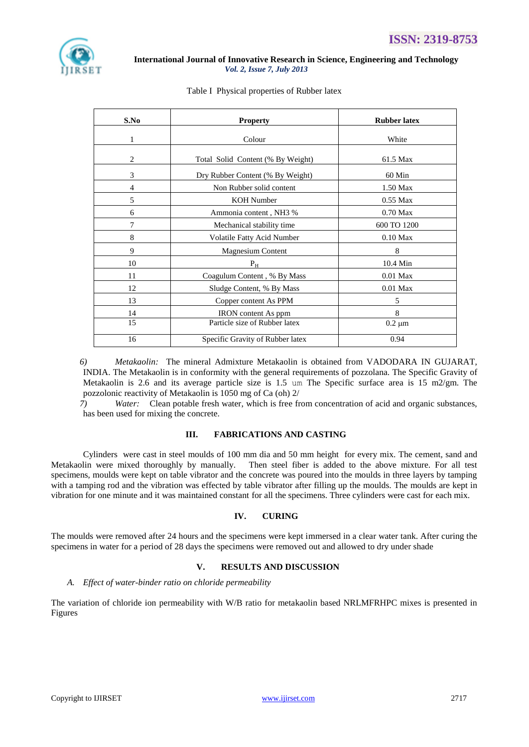Table I Physical properties of Rubber latex

| S.No | Property | Rubber latex |
|---|---|---|
| 1 | Colour | White |
| 2 | Total Solid Content (% By Weight) | 61.5 Max |
| 3 | Dry Rubber Content (% By Weight) | 60 Min |
| 4 | Non Rubber solid content | 1.50 Max |
| 5 | KOH Number | 0.55 Max |
| 6 | Ammonia content , $NH_3$ % | 0.70 Max |
| 7 | Mechanical stability time | 600 TO 1200 |
| 8 | Volatile Fatty Acid Number | 0.10 Max |
| 9 | Magnesium Content | 8 |
| 10 | $P_H$ | 10.4 Min |
| 11 | Coagulum Content , % By Mass | 0.01 Max |
| 12 | Sludge Content, % By Mass | 0.01 Max |
| 13 | Copper content As PPM | 5 |
| 14 | IRON content As ppm | 8 |
| 15 | Particle size of Rubber latex | 0.2 µm |
| 16 | Specific Gravity of Rubber latex | 0.94 |

6) *Metakaolin:* The mineral Admixture Metakaolin is obtained from VADODARA IN GUJARAT, INDIA. The Metakaolin is in conformity with the general requirements of pozzolana. The Specific Gravity of Metakaolin is 2.6 and its average particle size is 1.5 um The Specific surface area is 15 m2/gm. The pozzolonic reactivity of Metakaolin is 1050 mg of Ca (oh) 2/

7) *Water:* Clean potable fresh water, which is free from concentration of acid and organic substances, has been used for mixing the concrete.

## III. FABRICATIONS AND CASTING

Cylinders were cast in steel moulds of 100 mm dia and 50 mm height for every mix. The cement, sand and Metakaolin were mixed thoroughly by manually. Then steel fiber is added to the above mixture. For all test specimens, moulds were kept on table vibrator and the concrete was poured into the moulds in three layers by tamping with a tamping rod and the vibration was effected by table vibrator after filling up the moulds. The moulds are kept in vibration for one minute and it was maintained constant for all the specimens. Three cylinders were cast for each mix.

## IV. CURING

The moulds were removed after 24 hours and the specimens were kept immersed in a clear water tank. After curing the specimens in water for a period of 28 days the specimens were removed out and allowed to dry under shade

## V. RESULTS AND DISCUSSION

### *A. Effect of water-binder ratio on chloride permeability*

The variation of chloride ion permeability with W/B ratio for metakaolin based NRLMFRHPC mixes is presented in Figures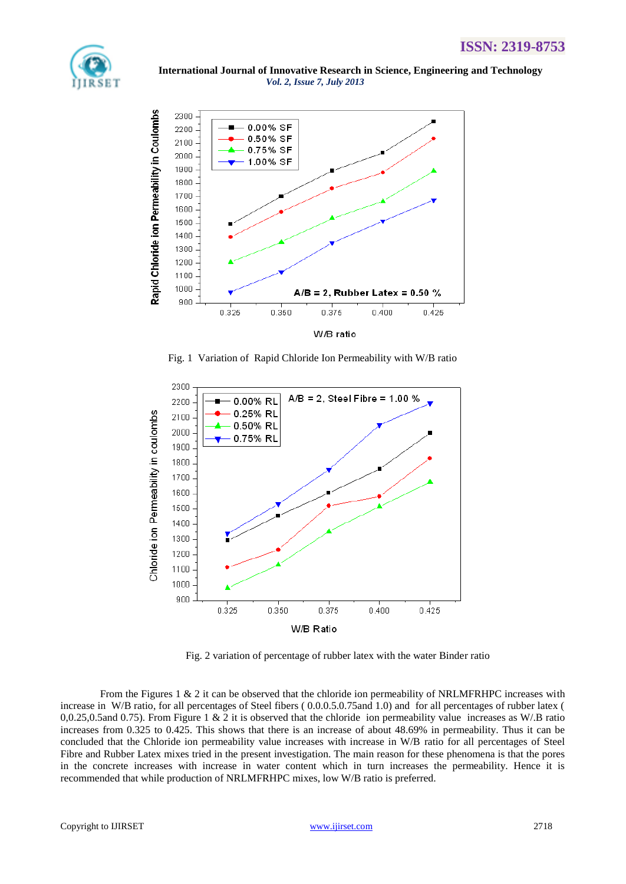Rapid Chloride ion Permeability in Coulombs

2300
2200
2100
2000
1900
1800
1700
1600
1500
1400
1300
1200
1100
1000
900

0.00% SF
0.50% SF
0.75% SF
1.00% SF

A/B = 2, Rubber Latex = 0.50 %

0.325 0.350 0.375 0.400 0.425

W/B ratio

Fig. 1 Variation of Rapid Chloride Ion Permeability with W/B ratio

Chloride ion Permeability in coulombs

2300
2200
2100
2000
1900
1800
1700
1600
1500
1400
1300
1200
1100
1000
900

0.00% RL
0.25% RL
0.50% RL
0.75% RL

A/B = 2, Steel Fibre = 1.00 %

0.325 0.350 0.375 0.400 0.425

W/B Ratio

Fig. 2 variation of percentage of rubber latex with the water Binder ratio

From the Figures 1 & 2 it can be observed that the chloride ion permeability of NRLMFRHPC increases with increase in W/B ratio, for all percentages of Steel fibers ( 0.0.0.5.0.75and 1.0) and for all percentages of rubber latex ( 0,0.25,0.5and 0.75). From Figure 1 & 2 it is observed that the chloride ion permeability value increases as W/.B ratio increases from 0.325 to 0.425. This shows that there is an increase of about 48.69% in permeability. Thus it can be concluded that the Chloride ion permeability value increases with increase in W/B ratio for all percentages of Steel Fibre and Rubber Latex mixes tried in the present investigation. The main reason for these phenomena is that the pores in the concrete increases with increase in water content which in turn increases the permeability. Hence it is recommended that while production of NRLMFRHPC mixes, low W/B ratio is preferred.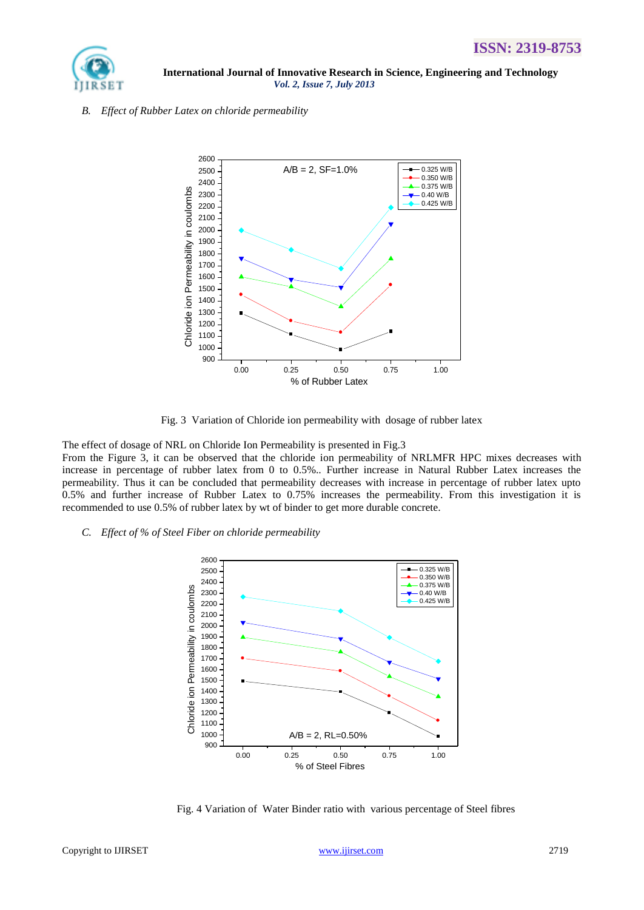*B. Effect of Rubber Latex on chloride permeability*

A/B = 2, SF=1.0%

0.325 W/B
0.350 W/B
0.375 W/B
0.40 W/B
0.425 W/B

Chloride ion Permeability in coulombs

2600
2500
2400
2300
2200
2100
2000
1900
1800
1700
1600
1500
1400
1300
1200
1100
1000
900

0.00
0.25
0.50
0.75
1.00

% of Rubber Latex

Fig. 3 Variation of Chloride ion permeability with dosage of rubber latex

The effect of dosage of NRL on Chloride Ion Permeability is presented in Fig.3

From the Figure 3, it can be observed that the chloride ion permeability of NRLMFR HPC mixes decreases with increase in percentage of rubber latex from 0 to 0.5%.. Further increase in Natural Rubber Latex increases the permeability. Thus it can be concluded that permeability decreases with increase in percentage of rubber latex upto 0.5% and further increase of Rubber Latex to 0.75% increases the permeability. From this investigation it is recommended to use 0.5% of rubber latex by wt of binder to get more durable concrete.

*C. Effect of % of Steel Fiber on chloride permeability*

0.325 W/B
0.350 W/B
0.375 W/B
0.40 W/B
0.425 W/B

A/B = 2, RL=0.50%

Chloride ion Permeability in coulombs

2600
2500
2400
2300
2200
2100
2000
1900
1800
1700
1600
1500
1400
1300
1200
1100
1000
900

0.00
0.25
0.50
0.75
1.00

% of Steel Fibres

Fig. 4 Variation of Water Binder ratio with various percentage of Steel fibres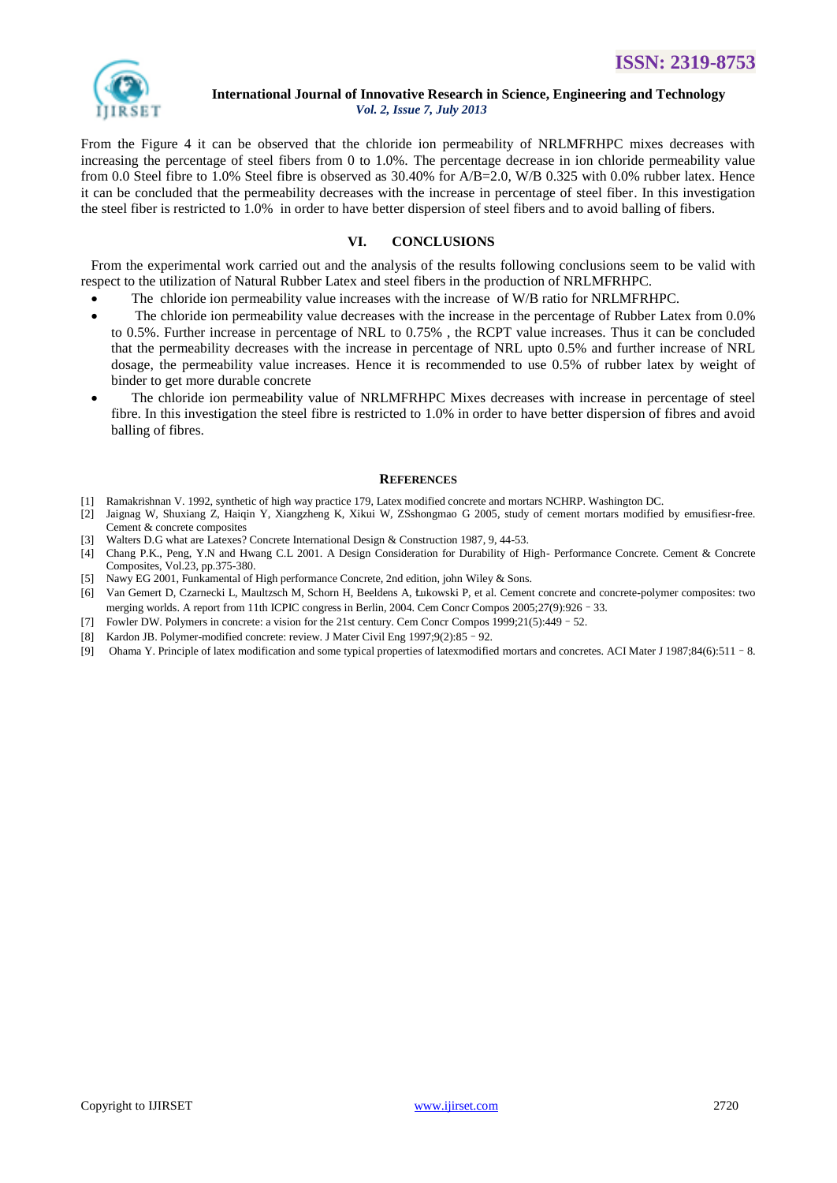From the Figure 4 it can be observed that the chloride ion permeability of NRLMFRHPC mixes decreases with increasing the percentage of steel fibers from 0 to 1.0%. The percentage decrease in ion chloride permeability value from 0.0 Steel fibre to 1.0% Steel fibre is observed as 30.40% for A/B=2.0, W/B 0.325 with 0.0% rubber latex. Hence it can be concluded that the permeability decreases with the increase in percentage of steel fiber. In this investigation the steel fiber is restricted to 1.0% in order to have better dispersion of steel fibers and to avoid balling of fibers.

## VI. CONCLUSIONS

From the experimental work carried out and the analysis of the results following conclusions seem to be valid with respect to the utilization of Natural Rubber Latex and steel fibers in the production of NRLMFRHPC.

- The chloride ion permeability value increases with the increase of W/B ratio for NRLMFRHPC.
- The chloride ion permeability value decreases with the increase in the percentage of Rubber Latex from 0.0% to 0.5%. Further increase in percentage of NRL to 0.75% , the RCPT value increases. Thus it can be concluded that the permeability decreases with the increase in percentage of NRL upto 0.5% and further increase of NRL dosage, the permeability value increases. Hence it is recommended to use 0.5% of rubber latex by weight of binder to get more durable concrete
- The chloride ion permeability value of NRLMFRHPC Mixes decreases with increase in percentage of steel fibre. In this investigation the steel fibre is restricted to 1.0% in order to have better dispersion of fibres and avoid balling of fibres.

## REFERENCES

[1] Ramakrishnan V. 1992, synthetic of high way practice 179, Latex modified concrete and mortars NCHRP. Washington DC.

[2] Jaignag W, Shuxiang Z, Haiqin Y, Xiangzheng K, Xikui W, ZSshongmao G 2005, study of cement mortars modified by emusifiesr-free. Cement & concrete composites

[3] Walters D.G what are Latexes? Concrete International Design & Construction 1987, 9, 44-53.

[4] Chang P.K., Peng, Y.N and Hwang C.L 2001. A Design Consideration for Durability of High- Performance Concrete. Cement & Concrete Composites, Vol.23, pp.375-380.

[5] Nawy EG 2001, Funkamental of High performance Concrete, 2nd edition, john Wiley & Sons.

[6] Van Gemert D, Czarnecki L, Maultzsch M, Schorn H, Beeldens A, Łukowski P, et al. Cement concrete and concrete-polymer composites: two merging worlds. A report from 11th ICPIC congress in Berlin, 2004. Cem Concr Compos 2005;27(9):926 – 33.

[7] Fowler DW. Polymers in concrete: a vision for the 21st century. Cem Concr Compos 1999;21(5):449 – 52.

[8] Kardon JB. Polymer-modified concrete: review. J Mater Civil Eng 1997;9(2):85 – 92.

[9] Ohama Y. Principle of latex modification and some typical properties of latexmodified mortars and concretes. ACI Mater J 1987;84(6):511 – 8.